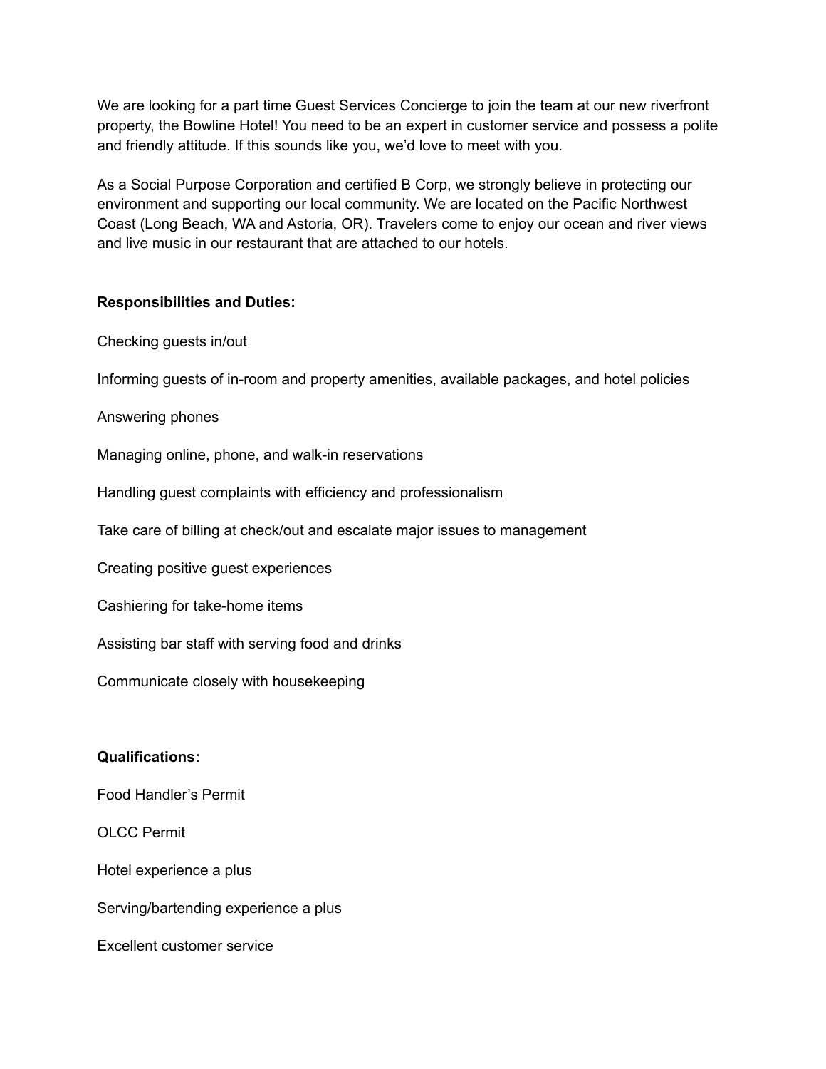We are looking for a part time Guest Services Concierge to join the team at our new riverfront property, the Bowline Hotel! You need to be an expert in customer service and possess a polite and friendly attitude. If this sounds like you, we'd love to meet with you.

As a Social Purpose Corporation and certified B Corp, we strongly believe in protecting our environment and supporting our local community. We are located on the Pacific Northwest Coast (Long Beach, WA and Astoria, OR). Travelers come to enjoy our ocean and river views and live music in our restaurant that are attached to our hotels.

**Responsibilities and Duties:**

Checking guests in/out

Informing guests of in-room and property amenities, available packages, and hotel policies

Answering phones

Managing online, phone, and walk-in reservations

Handling guest complaints with efficiency and professionalism

Take care of billing at check/out and escalate major issues to management

Creating positive guest experiences

Cashiering for take-home items

Assisting bar staff with serving food and drinks

Communicate closely with housekeeping

**Qualifications:**

Food Handler's Permit

OLCC Permit

Hotel experience a plus

Serving/bartending experience a plus

Excellent customer service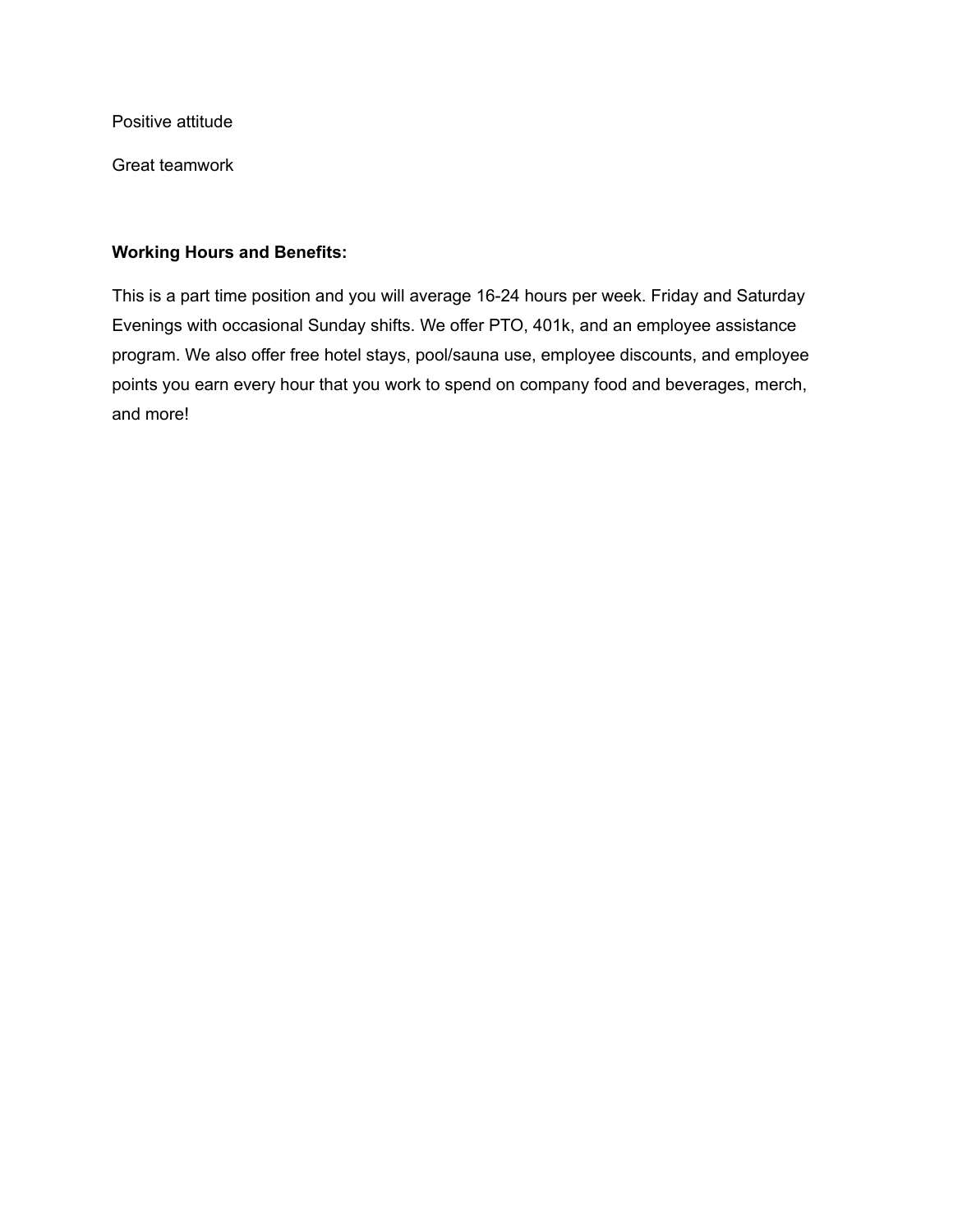Positive attitude

Great teamwork

**Working Hours and Benefits:**

This is a part time position and you will average 16-24 hours per week. Friday and Saturday Evenings with occasional Sunday shifts. We offer PTO, 401k, and an employee assistance program. We also offer free hotel stays, pool/sauna use, employee discounts, and employee points you earn every hour that you work to spend on company food and beverages, merch, and more!